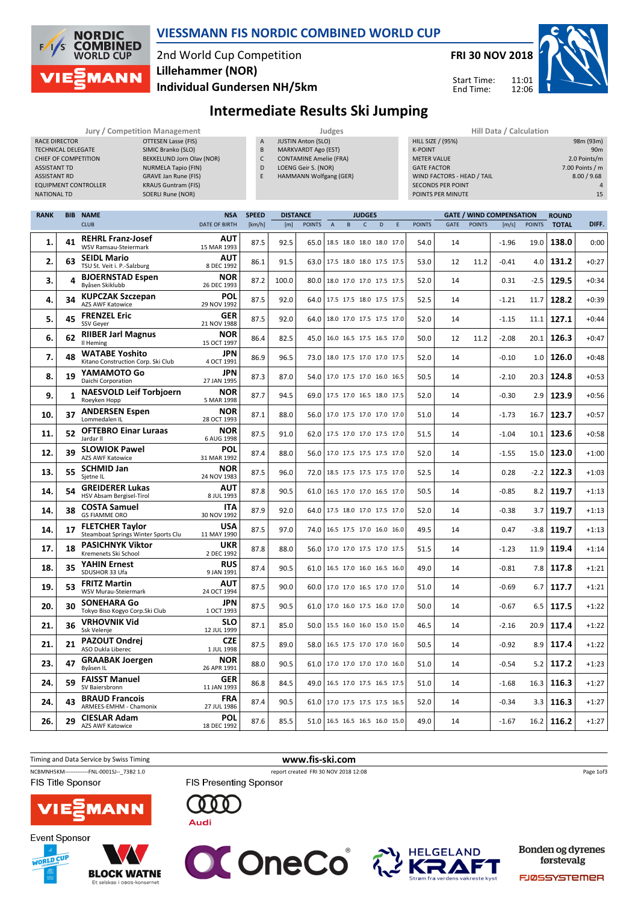# VIESSMANN FIS NORDIC COMBINED WORLD CUP

2nd World Cup Competition
**Lillehammer (NOR)**
**Individual Gundersen NH/5km**

**FRI 30 NOV 2018**

Start Time: 11:01
End Time: 12:06

## Intermediate Results Ski Jumping

| Jury / Competition Management | |
|---|---|
| RACE DIRECTOR | OTTESEN Lasse (FIS) |
| TECHNICAL DELEGATE | SIMIC Branko (SLO) |
| CHIEF OF COMPETITION | BEKKELUND Jorn Olav (NOR) |
| ASSISTANT TD | NURMELA Tapio (FIN) |
| ASSISTANT RD | GRAVE Jan Rune (FIS) |
| EQUIPMENT CONTROLLER | KRAUS Guntram (FIS) |
| NATIONAL TD | SOERLI Rune (NOR) |

| Judges | |
|---|---|
| A | JUSTIN Anton (SLO) |
| B | MARKVARDT Ago (EST) |
| C | CONTAMINE Amelie (FRA) |
| D | LOENG Geir S. (NOR) |
| E | HAMMANN Wolfgang (GER) |

| Hill Data / Calculation | |
|---|---|
| HILL SIZE / (95%) | 98m (93m) |
| K-POINT | 90m |
| METER VALUE | 2.0 Points/m |
| GATE FACTOR | 7.00 Points / m |
| WIND FACTORS - HEAD / TAIL | 8.00 / 9.68 |
| SECONDS PER POINT | 4 |
| POINTS PER MINUTE | 15 |

| RANK | BIB | NAME / CLUB | NSA / DATE OF BIRTH | SPEED [km/h] | DISTANCE [m] | DISTANCE POINTS | A | B | C | D | E | JUDGES POINTS | GATE | GATE POINTS | WIND [m/s] | WIND POINTS | ROUND TOTAL | DIFF. |
|---|---|---|---|---|---|---|---|---|---|---|---|---|---|---|---|---|---|---|
| 1. | 41 | **REHRL Franz-Josef** WSV Ramsau-Steiermark | AUT 15 MAR 1993 | 87.5 | 92.5 | 65.0 | 18.5 | 18.0 | 18.0 | 18.0 | 17.0 | 54.0 | 14 | | -1.96 | 19.0 | **138.0** | 0:00 |
| 2. | 63 | **SEIDL Mario** TSU St. Veit i. P.-Salzburg | AUT 8 DEC 1992 | 86.1 | 91.5 | 63.0 | 17.5 | 18.0 | 18.0 | 17.5 | 17.5 | 53.0 | 12 | 11.2 | -0.41 | 4.0 | **131.2** | +0:27 |
| 3. | 4 | **BJOERNSTAD Espen** Byåsen Skiklubb | NOR 26 DEC 1993 | 87.2 | 100.0 | 80.0 | 18.0 | 17.0 | 17.0 | 17.5 | 17.5 | 52.0 | 14 | | 0.31 | -2.5 | **129.5** | +0:34 |
| 4. | 34 | **KUPCZAK Szczepan** AZS AWF Katowice | POL 29 NOV 1992 | 87.5 | 92.0 | 64.0 | 17.5 | 17.5 | 18.0 | 17.5 | 17.5 | 52.5 | 14 | | -1.21 | 11.7 | **128.2** | +0:39 |
| 5. | 45 | **FRENZEL Eric** SSV Geyer | GER 21 NOV 1988 | 87.5 | 92.0 | 64.0 | 18.0 | 17.0 | 17.5 | 17.5 | 17.0 | 52.0 | 14 | | -1.15 | 11.1 | **127.1** | +0:44 |
| 6. | 62 | **RIIBER Jarl Magnus** Il Heming | NOR 15 OCT 1997 | 86.4 | 82.5 | 45.0 | 16.0 | 16.5 | 17.5 | 16.5 | 17.0 | 50.0 | 12 | 11.2 | -2.08 | 20.1 | **126.3** | +0:47 |
| 7. | 48 | **WATABE Yoshito** Kitano Construction Corp. Ski Club | JPN 4 OCT 1991 | 86.9 | 96.5 | 73.0 | 18.0 | 17.5 | 17.0 | 17.0 | 17.5 | 52.0 | 14 | | -0.10 | 1.0 | **126.0** | +0:48 |
| 8. | 19 | **YAMAMOTO Go** Daichi Corporation | JPN 27 JAN 1995 | 87.3 | 87.0 | 54.0 | 17.0 | 17.5 | 17.0 | 16.0 | 16.5 | 50.5 | 14 | | -2.10 | 20.3 | **124.8** | +0:53 |
| 9. | 1 | **NAESVOLD Leif Torbjoern** Roeyken Hopp | NOR 5 MAR 1998 | 87.7 | 94.5 | 69.0 | 17.5 | 17.0 | 16.5 | 18.0 | 17.5 | 52.0 | 14 | | -0.30 | 2.9 | **123.9** | +0:56 |
| 10. | 37 | **ANDERSEN Espen** Lommedalen IL | NOR 28 OCT 1993 | 87.1 | 88.0 | 56.0 | 17.0 | 17.5 | 17.0 | 17.0 | 17.0 | 51.0 | 14 | | -1.73 | 16.7 | **123.7** | +0:57 |
| 11. | 52 | **OFTEBRO Einar Luraas** Jardar Il | NOR 6 AUG 1998 | 87.5 | 91.0 | 62.0 | 17.5 | 17.0 | 17.0 | 17.5 | 17.0 | 51.5 | 14 | | -1.04 | 10.1 | **123.6** | +0:58 |
| 12. | 39 | **SLOWIOK Pawel** AZS AWF Katowice | POL 31 MAR 1992 | 87.4 | 88.0 | 56.0 | 17.0 | 17.5 | 17.5 | 17.5 | 17.0 | 52.0 | 14 | | -1.55 | 15.0 | **123.0** | +1:00 |
| 13. | 55 | **SCHMID Jan** Sjetne IL | NOR 24 NOV 1983 | 87.5 | 96.0 | 72.0 | 18.5 | 17.5 | 17.5 | 17.5 | 17.0 | 52.5 | 14 | | 0.28 | -2.2 | **122.3** | +1:03 |
| 14. | 54 | **GREIDERER Lukas** HSV Absam Bergisel-Tirol | AUT 8 JUL 1993 | 87.8 | 90.5 | 61.0 | 16.5 | 17.0 | 17.0 | 16.5 | 17.0 | 50.5 | 14 | | -0.85 | 8.2 | **119.7** | +1:13 |
| 14. | 38 | **COSTA Samuel** GS FIAMME ORO | ITA 30 NOV 1992 | 87.9 | 92.0 | 64.0 | 17.5 | 18.0 | 17.0 | 17.5 | 17.0 | 52.0 | 14 | | -0.38 | 3.7 | **119.7** | +1:13 |
| 14. | 17 | **FLETCHER Taylor** Steamboat Springs Winter Sports Clu | USA 11 MAY 1990 | 87.5 | 97.0 | 74.0 | 16.5 | 17.5 | 17.0 | 16.0 | 16.0 | 49.5 | 14 | | 0.47 | -3.8 | **119.7** | +1:13 |
| 17. | 18 | **PASICHNYK Viktor** Kremenets Ski School | UKR 2 DEC 1992 | 87.8 | 88.0 | 56.0 | 17.0 | 17.0 | 17.5 | 17.0 | 17.5 | 51.5 | 14 | | -1.23 | 11.9 | **119.4** | +1:14 |
| 18. | 35 | **YAHIN Ernest** SDUSHOR 33 Ufa | RUS 9 JAN 1991 | 87.4 | 90.5 | 61.0 | 16.5 | 17.0 | 16.0 | 16.5 | 16.0 | 49.0 | 14 | | -0.81 | 7.8 | **117.8** | +1:21 |
| 19. | 53 | **FRITZ Martin** WSV Murau-Steiermark | AUT 24 OCT 1994 | 87.5 | 90.0 | 60.0 | 17.0 | 17.0 | 16.5 | 17.0 | 17.0 | 51.0 | 14 | | -0.69 | 6.7 | **117.7** | +1:21 |
| 20. | 30 | **SONEHARA Go** Tokyo Biso Kogyo Corp.Ski Club | JPN 1 OCT 1993 | 87.5 | 90.5 | 61.0 | 17.0 | 16.0 | 17.5 | 16.0 | 17.0 | 50.0 | 14 | | -0.67 | 6.5 | **117.5** | +1:22 |
| 21. | 36 | **VRHOVNIK Vid** Ssk Velenje | SLO 12 JUL 1999 | 87.1 | 85.0 | 50.0 | 15.5 | 16.0 | 16.0 | 15.0 | 15.0 | 46.5 | 14 | | -2.16 | 20.9 | **117.4** | +1:22 |
| 21. | 21 | **PAZOUT Ondrej** ASO Dukla Liberec | CZE 1 JUL 1998 | 87.5 | 89.0 | 58.0 | 16.5 | 17.5 | 17.0 | 17.0 | 16.0 | 50.5 | 14 | | -0.92 | 8.9 | **117.4** | +1:22 |
| 23. | 47 | **GRAABAK Joergen** Byåsen IL | NOR 26 APR 1991 | 88.0 | 90.5 | 61.0 | 17.0 | 17.0 | 17.0 | 17.0 | 16.0 | 51.0 | 14 | | -0.54 | 5.2 | **117.2** | +1:23 |
| 24. | 59 | **FAISST Manuel** SV Baiersbronn | GER 11 JAN 1993 | 86.8 | 84.5 | 49.0 | 16.5 | 17.0 | 17.5 | 16.5 | 17.5 | 51.0 | 14 | | -1.68 | 16.3 | **116.3** | +1:27 |
| 24. | 43 | **BRAUD Francois** ARMEES-EMHM - Chamonix | FRA 27 JUL 1986 | 87.4 | 90.5 | 61.0 | 17.0 | 17.5 | 17.5 | 17.5 | 16.5 | 52.0 | 14 | | -0.34 | 3.3 | **116.3** | +1:27 |
| 26. | 29 | **CIESLAR Adam** AZS AWF Katowice | POL 18 DEC 1992 | 87.6 | 85.5 | 51.0 | 16.5 | 16.5 | 16.5 | 16.0 | 15.0 | 49.0 | 14 | | -1.67 | 16.2 | **116.2** | +1:27 |

Timing and Data Service by Swiss Timing

www.fis-ski.com

NCBMNH5KM-------------FNL-0001SJ--_73B2 1.0 report created FRI 30 NOV 2018 12:08

FIS Title Sponsor: VIESSMANN
FIS Presenting Sponsor: Audi
Event Sponsor: BLOCK WATNE, OneCo, HELGELAND KRAFT, Bonden og dyrenes førstevalg FJØSSYSTEMER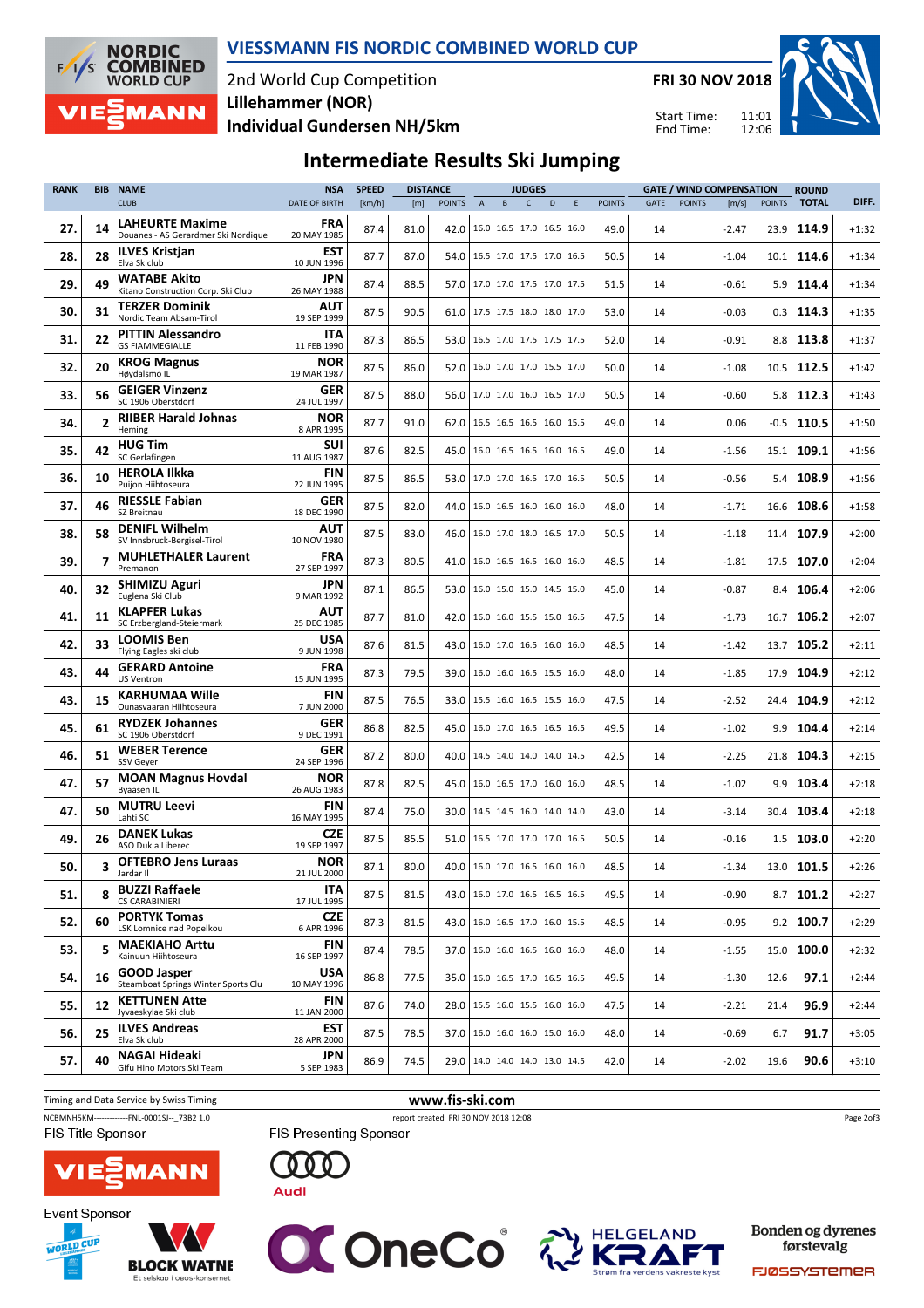# VIESSMANN FIS NORDIC COMBINED WORLD CUP

2nd World Cup Competition
**Lillehammer (NOR)**
**Individual Gundersen NH/5km**

**FRI 30 NOV 2018**

Start Time: 11:01
End Time: 12:06

## Intermediate Results Ski Jumping

| RANK | BIB | NAME / CLUB | NSA / DATE OF BIRTH | SPEED [km/h] | DISTANCE [m] | DISTANCE POINTS | A | B | C | D | E | JUDGES POINTS | GATE | GATE POINTS | WIND [m/s] | WIND POINTS | ROUND TOTAL | DIFF. |
|---|---|---|---|---|---|---|---|---|---|---|---|---|---|---|---|---|---|---|
| 27. | 14 | **LAHEURTE Maxime** Douanes - AS Gerardmer Ski Nordique | FRA 20 MAY 1985 | 87.4 | 81.0 | 42.0 | 16.0 | 16.5 | 17.0 | 16.5 | 16.0 | 49.0 | 14 | | -2.47 | 23.9 | **114.9** | +1:32 |
| 28. | 28 | **ILVES Kristjan** Elva Skiclub | EST 10 JUN 1996 | 87.7 | 87.0 | 54.0 | 16.5 | 17.0 | 17.5 | 17.0 | 16.5 | 50.5 | 14 | | -1.04 | 10.1 | **114.6** | +1:34 |
| 29. | 49 | **WATABE Akito** Kitano Construction Corp. Ski Club | JPN 26 MAY 1988 | 87.4 | 88.5 | 57.0 | 17.0 | 17.0 | 17.5 | 17.0 | 17.5 | 51.5 | 14 | | -0.61 | 5.9 | **114.4** | +1:34 |
| 30. | 31 | **TERZER Dominik** Nordic Team Absam-Tirol | AUT 19 SEP 1999 | 87.5 | 90.5 | 61.0 | 17.5 | 17.5 | 18.0 | 18.0 | 17.0 | 53.0 | 14 | | -0.03 | 0.3 | **114.3** | +1:35 |
| 31. | 22 | **PITTIN Alessandro** GS FIAMMEGIALLE | ITA 11 FEB 1990 | 87.3 | 86.5 | 53.0 | 16.5 | 17.0 | 17.5 | 17.5 | 17.5 | 52.0 | 14 | | -0.91 | 8.8 | **113.8** | +1:37 |
| 32. | 20 | **KROG Magnus** Høydalsmo IL | NOR 19 MAR 1987 | 87.5 | 86.0 | 52.0 | 16.0 | 17.0 | 17.0 | 15.5 | 17.0 | 50.0 | 14 | | -1.08 | 10.5 | **112.5** | +1:42 |
| 33. | 56 | **GEIGER Vinzenz** SC 1906 Oberstdorf | GER 24 JUL 1997 | 87.5 | 88.0 | 56.0 | 17.0 | 17.0 | 16.0 | 16.5 | 17.0 | 50.5 | 14 | | -0.60 | 5.8 | **112.3** | +1:43 |
| 34. | 2 | **RIIBER Harald Johnas** Heming | NOR 8 APR 1995 | 87.7 | 91.0 | 62.0 | 16.5 | 16.5 | 16.5 | 16.0 | 15.5 | 49.0 | 14 | | 0.06 | -0.5 | **110.5** | +1:50 |
| 35. | 42 | **HUG Tim** SC Gerlafingen | SUI 11 AUG 1987 | 87.6 | 82.5 | 45.0 | 16.0 | 16.5 | 16.5 | 16.0 | 16.5 | 49.0 | 14 | | -1.56 | 15.1 | **109.1** | +1:56 |
| 36. | 10 | **HEROLA Ilkka** Puijon Hiihtoseura | FIN 22 JUN 1995 | 87.5 | 86.5 | 53.0 | 17.0 | 17.0 | 16.5 | 17.0 | 16.5 | 50.5 | 14 | | -0.56 | 5.4 | **108.9** | +1:56 |
| 37. | 46 | **RIESSLE Fabian** SZ Breitnau | GER 18 DEC 1990 | 87.5 | 82.0 | 44.0 | 16.0 | 16.5 | 16.0 | 16.0 | 16.0 | 48.0 | 14 | | -1.71 | 16.6 | **108.6** | +1:58 |
| 38. | 58 | **DENIFL Wilhelm** SV Innsbruck-Bergisel-Tirol | AUT 10 NOV 1980 | 87.5 | 83.0 | 46.0 | 16.0 | 17.0 | 18.0 | 16.5 | 17.0 | 50.5 | 14 | | -1.18 | 11.4 | **107.9** | +2:00 |
| 39. | 7 | **MUHLETHALER Laurent** Premanon | FRA 27 SEP 1997 | 87.3 | 80.5 | 41.0 | 16.0 | 16.5 | 16.5 | 16.0 | 16.0 | 48.5 | 14 | | -1.81 | 17.5 | **107.0** | +2:04 |
| 40. | 32 | **SHIMIZU Aguri** Euglena Ski Club | JPN 9 MAR 1992 | 87.1 | 86.5 | 53.0 | 16.0 | 15.0 | 15.0 | 14.5 | 15.0 | 45.0 | 14 | | -0.87 | 8.4 | **106.4** | +2:06 |
| 41. | 11 | **KLAPFER Lukas** SC Erzbergland-Steiermark | AUT 25 DEC 1985 | 87.7 | 81.0 | 42.0 | 16.0 | 16.0 | 15.5 | 15.0 | 16.5 | 47.5 | 14 | | -1.73 | 16.7 | **106.2** | +2:07 |
| 42. | 33 | **LOOMIS Ben** Flying Eagles ski club | USA 9 JUN 1998 | 87.6 | 81.5 | 43.0 | 16.0 | 17.0 | 16.5 | 16.0 | 16.0 | 48.5 | 14 | | -1.42 | 13.7 | **105.2** | +2:11 |
| 43. | 44 | **GERARD Antoine** US Ventron | FRA 15 JUN 1995 | 87.3 | 79.5 | 39.0 | 16.0 | 16.0 | 16.5 | 15.5 | 16.0 | 48.0 | 14 | | -1.85 | 17.9 | **104.9** | +2:12 |
| 43. | 15 | **KARHUMAA Wille** Ounasvaaran Hiihtoseura | FIN 7 JUN 2000 | 87.5 | 76.5 | 33.0 | 15.5 | 16.0 | 16.5 | 15.5 | 16.0 | 47.5 | 14 | | -2.52 | 24.4 | **104.9** | +2:12 |
| 45. | 61 | **RYDZEK Johannes** SC 1906 Oberstdorf | GER 9 DEC 1991 | 86.8 | 82.5 | 45.0 | 16.0 | 17.0 | 16.5 | 16.5 | 16.5 | 49.5 | 14 | | -1.02 | 9.9 | **104.4** | +2:14 |
| 46. | 51 | **WEBER Terence** SSV Geyer | GER 24 SEP 1996 | 87.2 | 80.0 | 40.0 | 14.5 | 14.0 | 14.0 | 14.0 | 14.5 | 42.5 | 14 | | -2.25 | 21.8 | **104.3** | +2:15 |
| 47. | 57 | **MOAN Magnus Hovdal** Byaasen IL | NOR 26 AUG 1983 | 87.8 | 82.5 | 45.0 | 16.0 | 16.5 | 17.0 | 16.0 | 16.0 | 48.5 | 14 | | -1.02 | 9.9 | **103.4** | +2:18 |
| 47. | 50 | **MUTRU Leevi** Lahti SC | FIN 16 MAY 1995 | 87.4 | 75.0 | 30.0 | 14.5 | 14.5 | 16.0 | 14.0 | 14.0 | 43.0 | 14 | | -3.14 | 30.4 | **103.4** | +2:18 |
| 49. | 26 | **DANEK Lukas** ASO Dukla Liberec | CZE 19 SEP 1997 | 87.5 | 85.5 | 51.0 | 16.5 | 17.0 | 17.0 | 17.0 | 16.5 | 50.5 | 14 | | -0.16 | 1.5 | **103.0** | +2:20 |
| 50. | 3 | **OFTEBRO Jens Luraas** Jardar Il | NOR 21 JUL 2000 | 87.1 | 80.0 | 40.0 | 16.0 | 17.0 | 16.5 | 16.0 | 16.0 | 48.5 | 14 | | -1.34 | 13.0 | **101.5** | +2:26 |
| 51. | 8 | **BUZZI Raffaele** CS CARABINIERI | ITA 17 JUL 1995 | 87.5 | 81.5 | 43.0 | 16.0 | 17.0 | 16.5 | 16.5 | 16.5 | 49.5 | 14 | | -0.90 | 8.7 | **101.2** | +2:27 |
| 52. | 60 | **PORTYK Tomas** LSK Lomnice nad Popelkou | CZE 6 APR 1996 | 87.3 | 81.5 | 43.0 | 16.0 | 16.5 | 17.0 | 16.0 | 15.5 | 48.5 | 14 | | -0.95 | 9.2 | **100.7** | +2:29 |
| 53. | 5 | **MAEKIAHO Arttu** Kainuun Hiihtoseura | FIN 16 SEP 1997 | 87.4 | 78.5 | 37.0 | 16.0 | 16.0 | 16.5 | 16.0 | 16.0 | 48.0 | 14 | | -1.55 | 15.0 | **100.0** | +2:32 |
| 54. | 16 | **GOOD Jasper** Steamboat Springs Winter Sports Clu | USA 10 MAY 1996 | 86.8 | 77.5 | 35.0 | 16.0 | 16.5 | 17.0 | 16.5 | 16.5 | 49.5 | 14 | | -1.30 | 12.6 | **97.1** | +2:44 |
| 55. | 12 | **KETTUNEN Atte** Jyvaeskylae Ski club | FIN 11 JAN 2000 | 87.6 | 74.0 | 28.0 | 15.5 | 16.0 | 15.5 | 16.0 | 16.0 | 47.5 | 14 | | -2.21 | 21.4 | **96.9** | +2:44 |
| 56. | 25 | **ILVES Andreas** Elva Skiclub | EST 28 APR 2000 | 87.5 | 78.5 | 37.0 | 16.0 | 16.0 | 16.0 | 15.0 | 16.0 | 48.0 | 14 | | -0.69 | 6.7 | **91.7** | +3:05 |
| 57. | 40 | **NAGAI Hideaki** Gifu Hino Motors Ski Team | JPN 5 SEP 1983 | 86.9 | 74.5 | 29.0 | 14.0 | 14.0 | 14.0 | 13.0 | 14.5 | 42.0 | 14 | | -2.02 | 19.6 | **90.6** | +3:10 |

Timing and Data Service by Swiss Timing

www.fis-ski.com

NCBMNH5KM-------------FNL-0001SJ--_73B2 1.0 report created FRI 30 NOV 2018 12:08

FIS Title Sponsor: VIESSMANN

FIS Presenting Sponsor: Audi

Event Sponsor: World Cup Lillehammer, BLOCK WATNE (Et selskap i OBOS-konsernet), OneCo, HELGELAND KRAFT (Strøm fra verdens vakreste kyst), Bonden og dyrenes førstevalg FJØSSYSTEMER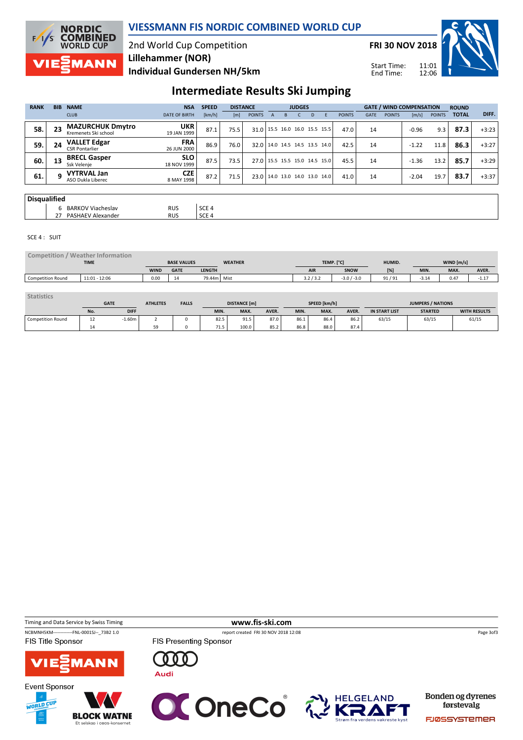# VIESSMANN FIS NORDIC COMBINED WORLD CUP

2nd World Cup Competition
**Lillehammer (NOR)**
**Individual Gundersen NH/5km**

**FRI 30 NOV 2018**

Start Time: 11:01
End Time: 12:06

## Intermediate Results Ski Jumping

| RANK | BIB | NAME / CLUB | NSA / DATE OF BIRTH | SPEED [km/h] | DISTANCE [m] | DISTANCE POINTS | A | B | C | D | E | JUDGES POINTS | GATE | GATE POINTS | WIND [m/s] | WIND POINTS | ROUND TOTAL | DIFF. |
|---|---|---|---|---|---|---|---|---|---|---|---|---|---|---|---|---|---|---|
| 58. | 23 | **MAZURCHUK Dmytro** Kremenets Ski school | UKR 19 JAN 1999 | 87.1 | 75.5 | 31.0 | 15.5 | 16.0 | 16.0 | 15.5 | 15.5 | 47.0 | 14 | | -0.96 | 9.3 | **87.3** | +3:23 |
| 59. | 24 | **VALLET Edgar** CSR Pontarlier | FRA 26 JUN 2000 | 86.9 | 76.0 | 32.0 | 14.0 | 14.5 | 14.5 | 13.5 | 14.0 | 42.5 | 14 | | -1.22 | 11.8 | **86.3** | +3:27 |
| 60. | 13 | **BRECL Gasper** Ssk Velenje | SLO 18 NOV 1999 | 87.5 | 73.5 | 27.0 | 15.5 | 15.5 | 15.0 | 14.5 | 15.0 | 45.5 | 14 | | -1.36 | 13.2 | **85.7** | +3:29 |
| 61. | 9 | **VYTRVAL Jan** ASO Dukla Liberec | CZE 8 MAY 1998 | 87.2 | 71.5 | 23.0 | 14.0 | 13.0 | 14.0 | 13.0 | 14.0 | 41.0 | 14 | | -2.04 | 19.7 | **83.7** | +3:37 |

**Disqualified**

| BIB | NAME | NSA | REASON |
|---|---|---|---|
| 6 | BARKOV Viacheslav | RUS | SCE 4 |
| 27 | PASHAEV Alexander | RUS | SCE 4 |

SCE 4 : SUIT

**Competition / Weather Information**

| | TIME | BASE VALUES WIND | BASE VALUES GATE | BASE VALUES LENGTH | WEATHER | TEMP. [°C] AIR | TEMP. [°C] SNOW | HUMID. [%] | WIND [m/s] MIN. | WIND [m/s] MAX. | WIND [m/s] AVER. |
|---|---|---|---|---|---|---|---|---|---|---|---|
| Competition Round | 11:01 - 12:06 | 0.00 | 14 | 79.44m | Mist | 3.2 / 3.2 | -3.0 / -3.0 | 91 / 91 | -3.14 | 0.47 | -1.17 |

**Statistics**

| | GATE No. | GATE DIFF | ATHLETES | FALLS | DISTANCE [m] MIN. | DISTANCE [m] MAX. | DISTANCE [m] AVER. | SPEED [km/h] MIN. | SPEED [km/h] MAX. | SPEED [km/h] AVER. | IN START LIST | STARTED | WITH RESULTS |
|---|---|---|---|---|---|---|---|---|---|---|---|---|---|
| Competition Round | 12 | -1.60m | 2 | 0 | 82.5 | 91.5 | 87.0 | 86.1 | 86.4 | 86.2 | 63/15 | 63/15 | 61/15 |
| | 14 | | 59 | 0 | 71.5 | 100.0 | 85.2 | 86.8 | 88.0 | 87.4 | | | |

Timing and Data Service by Swiss Timing
www.fis-ski.com
NCBMNH5KM------------FNL-0001SJ--_73B2 1.0
report created FRI 30 NOV 2018 12:08

FIS Title Sponsor
FIS Presenting Sponsor
Event Sponsor